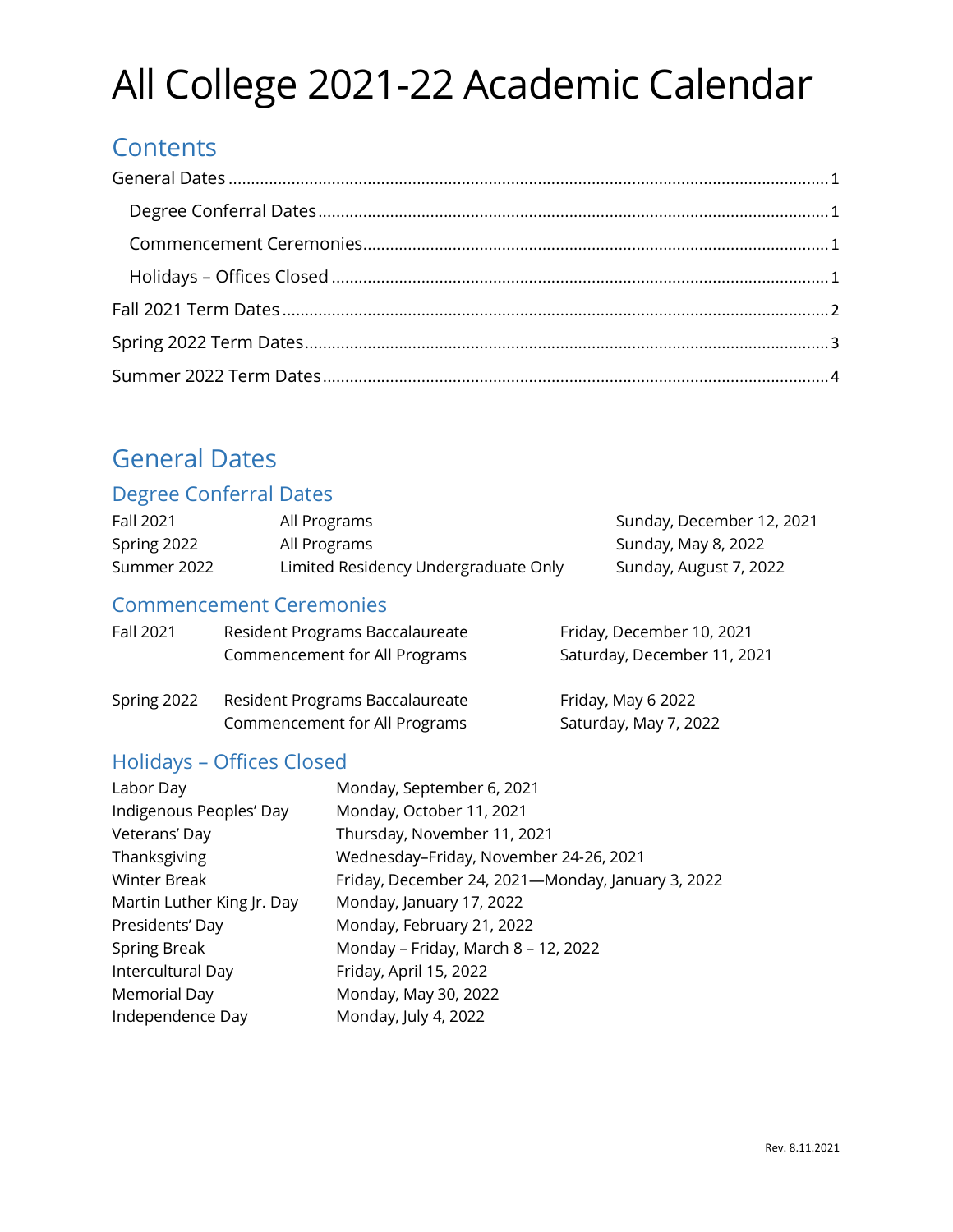# All College 2021-22 Academic Calendar

## Contents

General Dates ........................................ 1

- Degree Conferral Dates ........................................ 1
- Commencement Ceremonies ........................................ 1
- Holidays – Offices Closed ........................................ 1

Fall 2021 Term Dates ........................................ 2

Spring 2022 Term Dates ........................................ 3

Summer 2022 Term Dates ........................................ 4

## General Dates

### Degree Conferral Dates

| | | |
|---|---|---|
| Fall 2021 | All Programs | Sunday, December 12, 2021 |
| Spring 2022 | All Programs | Sunday, May 8, 2022 |
| Summer 2022 | Limited Residency Undergraduate Only | Sunday, August 7, 2022 |

### Commencement Ceremonies

| | | |
|---|---|---|
| Fall 2021 | Resident Programs Baccalaureate | Friday, December 10, 2021 |
| | Commencement for All Programs | Saturday, December 11, 2021 |
| Spring 2022 | Resident Programs Baccalaureate | Friday, May 6 2022 |
| | Commencement for All Programs | Saturday, May 7, 2022 |

### Holidays – Offices Closed

| | |
|---|---|
| Labor Day | Monday, September 6, 2021 |
| Indigenous Peoples' Day | Monday, October 11, 2021 |
| Veterans' Day | Thursday, November 11, 2021 |
| Thanksgiving | Wednesday–Friday, November 24-26, 2021 |
| Winter Break | Friday, December 24, 2021—Monday, January 3, 2022 |
| Martin Luther King Jr. Day | Monday, January 17, 2022 |
| Presidents' Day | Monday, February 21, 2022 |
| Spring Break | Monday – Friday, March 8 – 12, 2022 |
| Intercultural Day | Friday, April 15, 2022 |
| Memorial Day | Monday, May 30, 2022 |
| Independence Day | Monday, July 4, 2022 |

Rev. 8.11.2021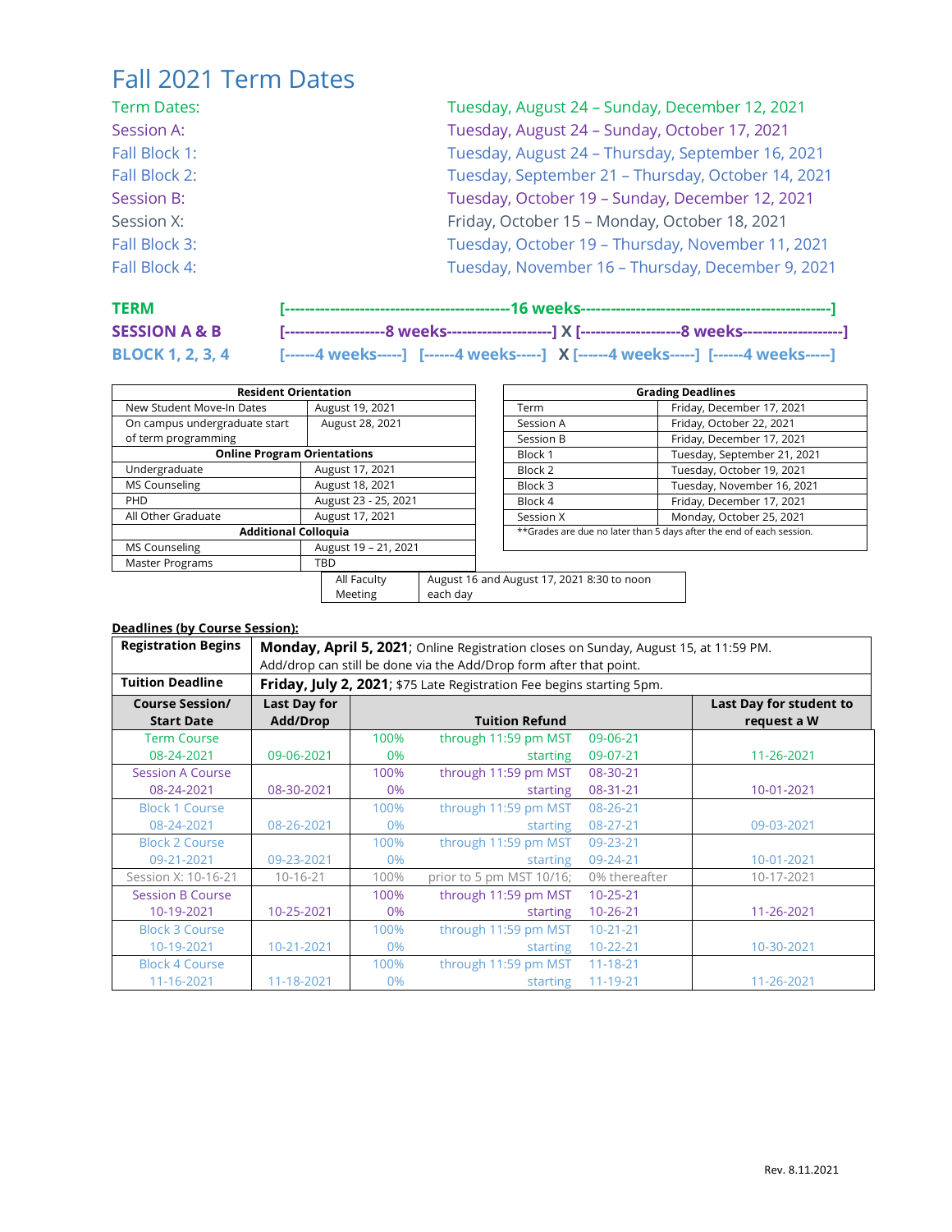# Fall 2021 Term Dates

| | |
|---|---|
| Term Dates: | Tuesday, August 24 – Sunday, December 12, 2021 |
| Session A: | Tuesday, August 24 – Sunday, October 17, 2021 |
| Fall Block 1: | Tuesday, August 24 – Thursday, September 16, 2021 |
| Fall Block 2: | Tuesday, September 21 – Thursday, October 14, 2021 |
| Session B: | Tuesday, October 19 – Sunday, December 12, 2021 |
| Session X: | Friday, October 15 – Monday, October 18, 2021 |
| Fall Block 3: | Tuesday, October 19 – Thursday, November 11, 2021 |
| Fall Block 4: | Tuesday, November 16 – Thursday, December 9, 2021 |

**TERM** [---------------------------------------------16 weeks-----------------------------------------------]

**SESSION A & B** [-------------------8 weeks--------------------] **X** [-------------------8 weeks-------------------]

**BLOCK 1, 2, 3, 4** [------4 weeks-----] [------4 weeks-----] **X** [------4 weeks-----] [------4 weeks-----]

| **Resident Orientation** | |
|---|---|
| New Student Move-In Dates | August 19, 2021 |
| On campus undergraduate start of term programming | August 28, 2021 |
| **Online Program Orientations** | |
| Undergraduate | August 17, 2021 |
| MS Counseling | August 18, 2021 |
| PHD | August 23 - 25, 2021 |
| All Other Graduate | August 17, 2021 |
| **Additional Colloquia** | |
| MS Counseling | August 19 – 21, 2021 |
| Master Programs | TBD |
| All Faculty Meeting | August 16 and August 17, 2021 8:30 to noon each day |

| **Grading Deadlines** | |
|---|---|
| Term | Friday, December 17, 2021 |
| Session A | Friday, October 22, 2021 |
| Session B | Friday, December 17, 2021 |
| Block 1 | Tuesday, September 21, 2021 |
| Block 2 | Tuesday, October 19, 2021 |
| Block 3 | Tuesday, November 16, 2021 |
| Block 4 | Friday, December 17, 2021 |
| Session X | Monday, October 25, 2021 |

**Grades are due no later than 5 days after the end of each session.

**Deadlines (by Course Session):**

| **Registration Begins** | **Monday, April 5, 2021**; Online Registration closes on Sunday, August 15, at 11:59 PM. Add/drop can still be done via the Add/Drop form after that point. | | | | |
|---|---|---|---|---|---|
| **Tuition Deadline** | **Friday, July 2, 2021**; $75 Late Registration Fee begins starting 5pm. | | | | |
| **Course Session/ Start Date** | **Last Day for Add/Drop** | **Tuition Refund** | | | **Last Day for student to request a W** |
| Term Course 08-24-2021 | 09-06-2021 | 100% / 0% | through 11:59 pm MST / starting | 09-06-21 / 09-07-21 | 11-26-2021 |
| Session A Course 08-24-2021 | 08-30-2021 | 100% / 0% | through 11:59 pm MST / starting | 08-30-21 / 08-31-21 | 10-01-2021 |
| Block 1 Course 08-24-2021 | 08-26-2021 | 100% / 0% | through 11:59 pm MST / starting | 08-26-21 / 08-27-21 | 09-03-2021 |
| Block 2 Course 09-21-2021 | 09-23-2021 | 100% / 0% | through 11:59 pm MST / starting | 09-23-21 / 09-24-21 | 10-01-2021 |
| Session X: 10-16-21 | 10-16-21 | 100% | prior to 5 pm MST 10/16; | 0% thereafter | 10-17-2021 |
| Session B Course 10-19-2021 | 10-25-2021 | 100% / 0% | through 11:59 pm MST / starting | 10-25-21 / 10-26-21 | 11-26-2021 |
| Block 3 Course 10-19-2021 | 10-21-2021 | 100% / 0% | through 11:59 pm MST / starting | 10-21-21 / 10-22-21 | 10-30-2021 |
| Block 4 Course 11-16-2021 | 11-18-2021 | 100% / 0% | through 11:59 pm MST / starting | 11-18-21 / 11-19-21 | 11-26-2021 |

Rev. 8.11.2021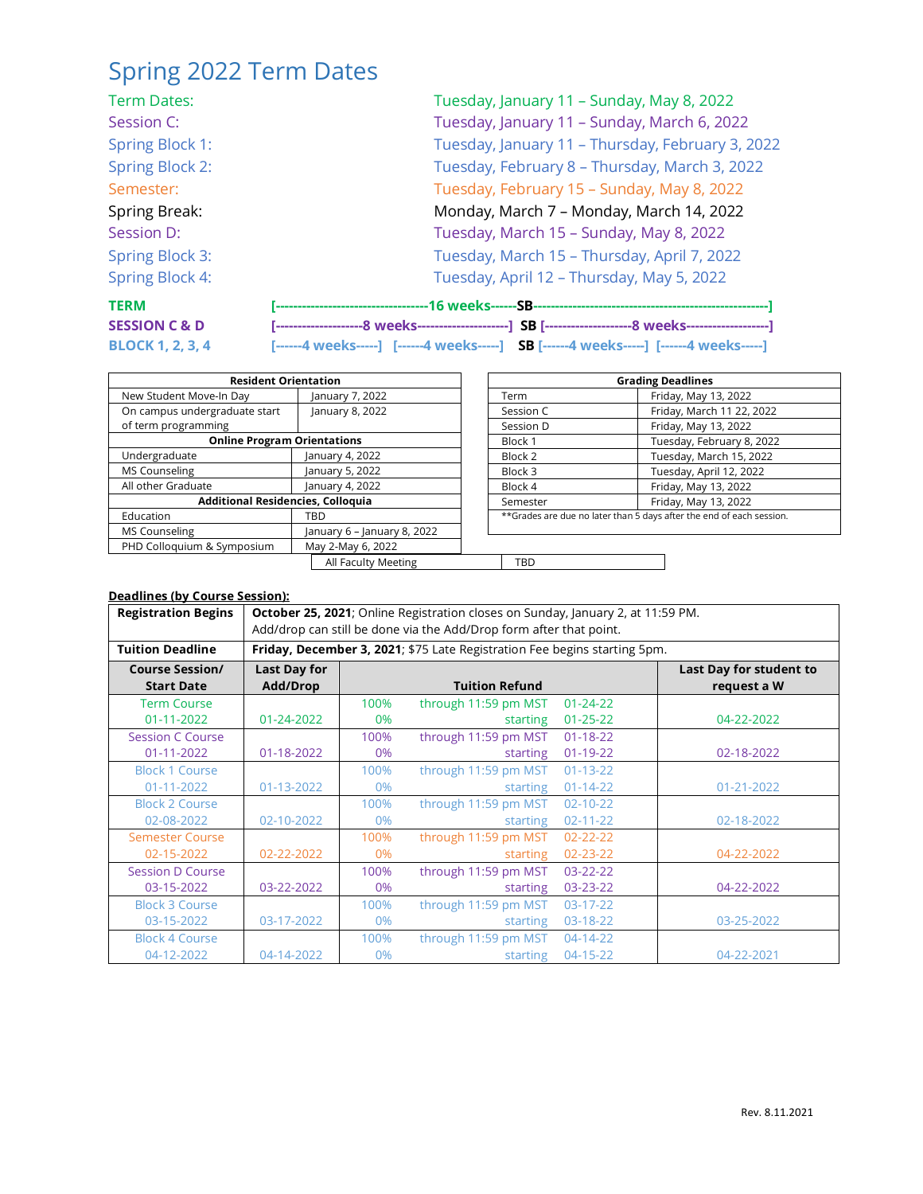# Spring 2022 Term Dates

| | |
|---|---|
| Term Dates: | Tuesday, January 11 – Sunday, May 8, 2022 |
| Session C: | Tuesday, January 11 – Sunday, March 6, 2022 |
| Spring Block 1: | Tuesday, January 11 – Thursday, February 3, 2022 |
| Spring Block 2: | Tuesday, February 8 – Thursday, March 3, 2022 |
| Semester: | Tuesday, February 15 – Sunday, May 8, 2022 |
| Spring Break: | Monday, March 7 – Monday, March 14, 2022 |
| Session D: | Tuesday, March 15 – Sunday, May 8, 2022 |
| Spring Block 3: | Tuesday, March 15 – Thursday, April 7, 2022 |
| Spring Block 4: | Tuesday, April 12 – Thursday, May 5, 2022 |

**TERM** [-----------------------------------16 weeks------SB-----------------------------------------------------]

**SESSION C & D** [-------------------8 weeks--------------------] SB [-------------------8 weeks-------------------]

**BLOCK 1, 2, 3, 4** [------4 weeks-----] [------4 weeks-----] SB [------4 weeks-----] [------4 weeks-----]

| Resident Orientation | |
|---|---|
| New Student Move-In Day | January 7, 2022 |
| On campus undergraduate start of term programming | January 8, 2022 |
| **Online Program Orientations** | |
| Undergraduate | January 4, 2022 |
| MS Counseling | January 5, 2022 |
| All other Graduate | January 4, 2022 |
| **Additional Residencies, Colloquia** | |
| Education | TBD |
| MS Counseling | January 6 – January 8, 2022 |
| PHD Colloquium & Symposium | May 2-May 6, 2022 |
| All Faculty Meeting | TBD |

| Grading Deadlines | |
|---|---|
| Term | Friday, May 13, 2022 |
| Session C | Friday, March 11 22, 2022 |
| Session D | Friday, May 13, 2022 |
| Block 1 | Tuesday, February 8, 2022 |
| Block 2 | Tuesday, March 15, 2022 |
| Block 3 | Tuesday, April 12, 2022 |
| Block 4 | Friday, May 13, 2022 |
| Semester | Friday, May 13, 2022 |

**Grades are due no later than 5 days after the end of each session.

**Deadlines (by Course Session):**

| **Registration Begins** | **October 25, 2021**; Online Registration closes on Sunday, January 2, at 11:59 PM. Add/drop can still be done via the Add/Drop form after that point. | | | | |
|---|---|---|---|---|---|
| **Tuition Deadline** | **Friday, December 3, 2021**; $75 Late Registration Fee begins starting 5pm. | | | | |
| **Course Session/ Start Date** | **Last Day for Add/Drop** | **Tuition Refund** | | | **Last Day for student to request a W** |
| Term Course 01-11-2022 | 01-24-2022 | 100%<br>0% | through 11:59 pm MST<br>starting | 01-24-22<br>01-25-22 | 04-22-2022 |
| Session C Course 01-11-2022 | 01-18-2022 | 100%<br>0% | through 11:59 pm MST<br>starting | 01-18-22<br>01-19-22 | 02-18-2022 |
| Block 1 Course 01-11-2022 | 01-13-2022 | 100%<br>0% | through 11:59 pm MST<br>starting | 01-13-22<br>01-14-22 | 01-21-2022 |
| Block 2 Course 02-08-2022 | 02-10-2022 | 100%<br>0% | through 11:59 pm MST<br>starting | 02-10-22<br>02-11-22 | 02-18-2022 |
| Semester Course 02-15-2022 | 02-22-2022 | 100%<br>0% | through 11:59 pm MST<br>starting | 02-22-22<br>02-23-22 | 04-22-2022 |
| Session D Course 03-15-2022 | 03-22-2022 | 100%<br>0% | through 11:59 pm MST<br>starting | 03-22-22<br>03-23-22 | 04-22-2022 |
| Block 3 Course 03-15-2022 | 03-17-2022 | 100%<br>0% | through 11:59 pm MST<br>starting | 03-17-22<br>03-18-22 | 03-25-2022 |
| Block 4 Course 04-12-2022 | 04-14-2022 | 100%<br>0% | through 11:59 pm MST<br>starting | 04-14-22<br>04-15-22 | 04-22-2021 |

Rev. 8.11.2021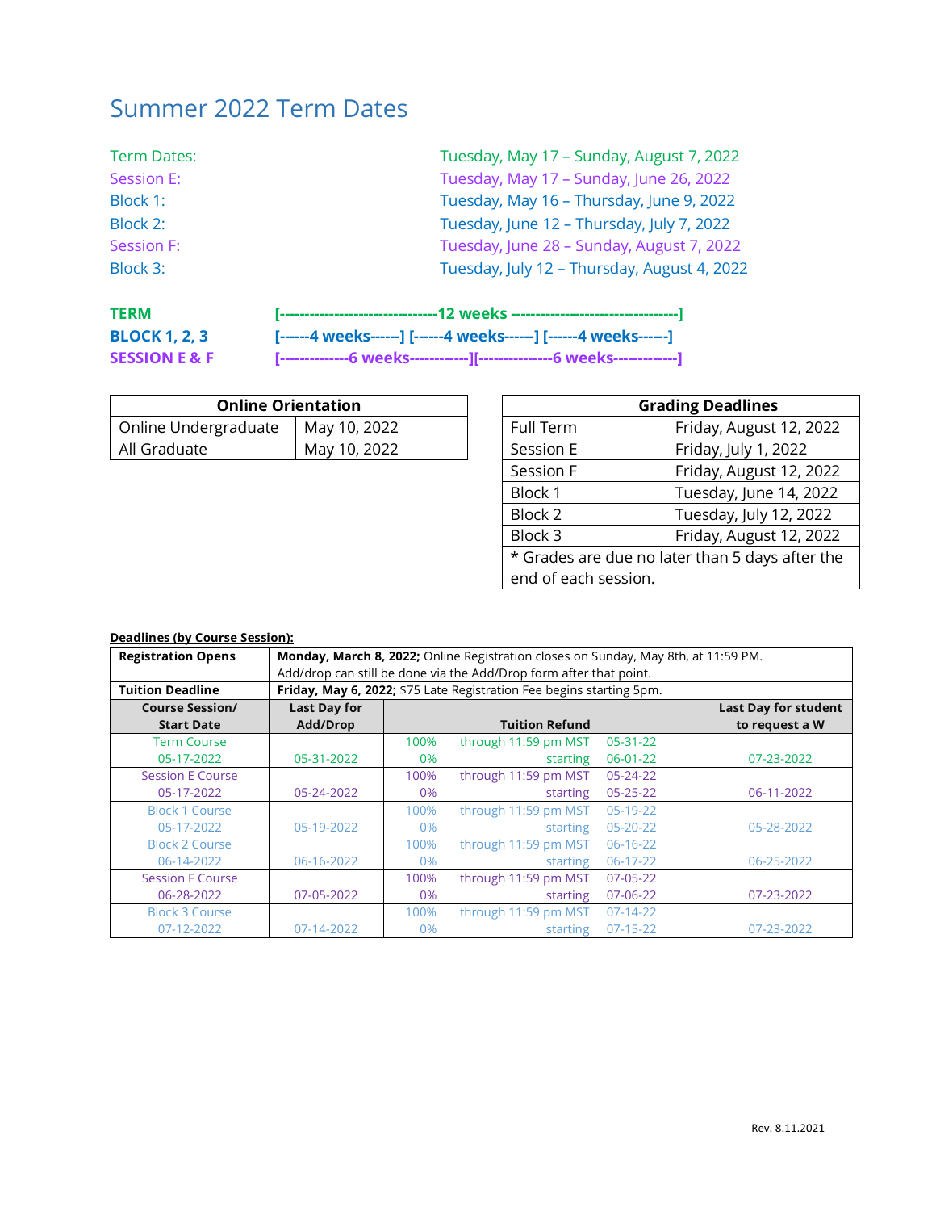# Summer 2022 Term Dates

| | |
|---|---|
| Term Dates: | Tuesday, May 17 – Sunday, August 7, 2022 |
| Session E: | Tuesday, May 17 – Sunday, June 26, 2022 |
| Block 1: | Tuesday, May 16 – Thursday, June 9, 2022 |
| Block 2: | Tuesday, June 12 – Thursday, July 7, 2022 |
| Session F: | Tuesday, June 28 – Sunday, August 7, 2022 |
| Block 3: | Tuesday, July 12 – Thursday, August 4, 2022 |

**TERM** [-------------------------------12 weeks ---------------------------------]

**BLOCK 1, 2, 3** [------4 weeks------] [------4 weeks------] [------4 weeks------]

**SESSION E & F** [-------------6 weeks-----------][--------------6 weeks------------]

| Online Orientation | |
|---|---|
| Online Undergraduate | May 10, 2022 |
| All Graduate | May 10, 2022 |

| Grading Deadlines | |
|---|---|
| Full Term | Friday, August 12, 2022 |
| Session E | Friday, July 1, 2022 |
| Session F | Friday, August 12, 2022 |
| Block 1 | Tuesday, June 14, 2022 |
| Block 2 | Tuesday, July 12, 2022 |
| Block 3 | Friday, August 12, 2022 |
| * Grades are due no later than 5 days after the end of each session. | |

**Deadlines (by Course Session):**

| | | | | | |
|---|---|---|---|---|---|
| **Registration Opens** | **Monday, March 8, 2022;** Online Registration closes on Sunday, May 8th, at 11:59 PM. Add/drop can still be done via the Add/Drop form after that point. | | | | |
| **Tuition Deadline** | **Friday, May 6, 2022;** $75 Late Registration Fee begins starting 5pm. | | | | |
| **Course Session/ Start Date** | **Last Day for Add/Drop** | **Tuition Refund** | | | **Last Day for student to request a W** |
| Term Course 05-17-2022 | 05-31-2022 | 100% / 0% | through 11:59 pm MST / starting | 05-31-22 / 06-01-22 | 07-23-2022 |
| Session E Course 05-17-2022 | 05-24-2022 | 100% / 0% | through 11:59 pm MST / starting | 05-24-22 / 05-25-22 | 06-11-2022 |
| Block 1 Course 05-17-2022 | 05-19-2022 | 100% / 0% | through 11:59 pm MST / starting | 05-19-22 / 05-20-22 | 05-28-2022 |
| Block 2 Course 06-14-2022 | 06-16-2022 | 100% / 0% | through 11:59 pm MST / starting | 06-16-22 / 06-17-22 | 06-25-2022 |
| Session F Course 06-28-2022 | 07-05-2022 | 100% / 0% | through 11:59 pm MST / starting | 07-05-22 / 07-06-22 | 07-23-2022 |
| Block 3 Course 07-12-2022 | 07-14-2022 | 100% / 0% | through 11:59 pm MST / starting | 07-14-22 / 07-15-22 | 07-23-2022 |

Rev. 8.11.2021